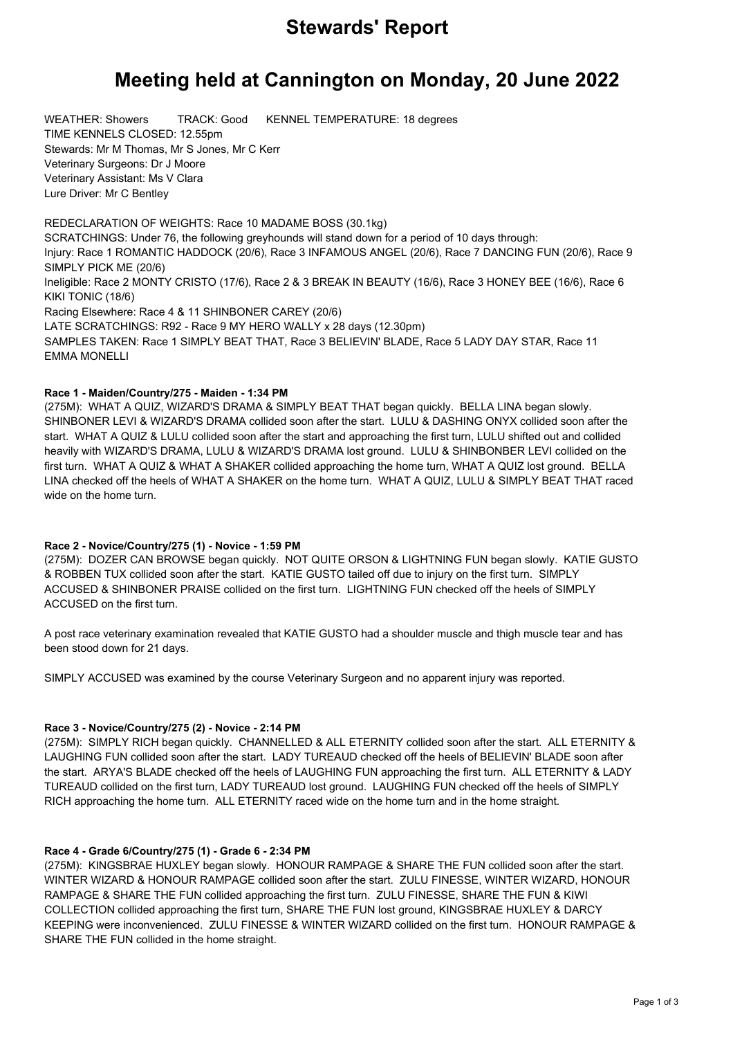# Stewards' Report

## Meeting held at Cannington on Monday, 20 June 2022

WEATHER: Showers TRACK: Good KENNEL TEMPERATURE: 18 degrees
TIME KENNELS CLOSED: 12.55pm
Stewards: Mr M Thomas, Mr S Jones, Mr C Kerr
Veterinary Surgeons: Dr J Moore
Veterinary Assistant: Ms V Clara
Lure Driver: Mr C Bentley

REDECLARATION OF WEIGHTS: Race 10 MADAME BOSS (30.1kg)
SCRATCHINGS: Under 76, the following greyhounds will stand down for a period of 10 days through:
Injury: Race 1 ROMANTIC HADDOCK (20/6), Race 3 INFAMOUS ANGEL (20/6), Race 7 DANCING FUN (20/6), Race 9 SIMPLY PICK ME (20/6)
Ineligible: Race 2 MONTY CRISTO (17/6), Race 2 & 3 BREAK IN BEAUTY (16/6), Race 3 HONEY BEE (16/6), Race 6 KIKI TONIC (18/6)
Racing Elsewhere: Race 4 & 11 SHINBONER CAREY (20/6)
LATE SCRATCHINGS: R92 - Race 9 MY HERO WALLY x 28 days (12.30pm)
SAMPLES TAKEN: Race 1 SIMPLY BEAT THAT, Race 3 BELIEVIN' BLADE, Race 5 LADY DAY STAR, Race 11 EMMA MONELLI

### Race 1 - Maiden/Country/275 - Maiden - 1:34 PM

(275M): WHAT A QUIZ, WIZARD'S DRAMA & SIMPLY BEAT THAT began quickly. BELLA LINA began slowly. SHINBONER LEVI & WIZARD'S DRAMA collided soon after the start. LULU & DASHING ONYX collided soon after the start. WHAT A QUIZ & LULU collided soon after the start and approaching the first turn, LULU shifted out and collided heavily with WIZARD'S DRAMA, LULU & WIZARD'S DRAMA lost ground. LULU & SHINBONBER LEVI collided on the first turn. WHAT A QUIZ & WHAT A SHAKER collided approaching the home turn, WHAT A QUIZ lost ground. BELLA LINA checked off the heels of WHAT A SHAKER on the home turn. WHAT A QUIZ, LULU & SIMPLY BEAT THAT raced wide on the home turn.

### Race 2 - Novice/Country/275 (1) - Novice - 1:59 PM

(275M): DOZER CAN BROWSE began quickly. NOT QUITE ORSON & LIGHTNING FUN began slowly. KATIE GUSTO & ROBBEN TUX collided soon after the start. KATIE GUSTO tailed off due to injury on the first turn. SIMPLY ACCUSED & SHINBONER PRAISE collided on the first turn. LIGHTNING FUN checked off the heels of SIMPLY ACCUSED on the first turn.

A post race veterinary examination revealed that KATIE GUSTO had a shoulder muscle and thigh muscle tear and has been stood down for 21 days.

SIMPLY ACCUSED was examined by the course Veterinary Surgeon and no apparent injury was reported.

### Race 3 - Novice/Country/275 (2) - Novice - 2:14 PM

(275M): SIMPLY RICH began quickly. CHANNELLED & ALL ETERNITY collided soon after the start. ALL ETERNITY & LAUGHING FUN collided soon after the start. LADY TUREAUD checked off the heels of BELIEVIN' BLADE soon after the start. ARYA'S BLADE checked off the heels of LAUGHING FUN approaching the first turn. ALL ETERNITY & LADY TUREAUD collided on the first turn, LADY TUREAUD lost ground. LAUGHING FUN checked off the heels of SIMPLY RICH approaching the home turn. ALL ETERNITY raced wide on the home turn and in the home straight.

### Race 4 - Grade 6/Country/275 (1) - Grade 6 - 2:34 PM

(275M): KINGSBRAE HUXLEY began slowly. HONOUR RAMPAGE & SHARE THE FUN collided soon after the start. WINTER WIZARD & HONOUR RAMPAGE collided soon after the start. ZULU FINESSE, WINTER WIZARD, HONOUR RAMPAGE & SHARE THE FUN collided approaching the first turn. ZULU FINESSE, SHARE THE FUN & KIWI COLLECTION collided approaching the first turn, SHARE THE FUN lost ground, KINGSBRAE HUXLEY & DARCY KEEPING were inconvenienced. ZULU FINESSE & WINTER WIZARD collided on the first turn. HONOUR RAMPAGE & SHARE THE FUN collided in the home straight.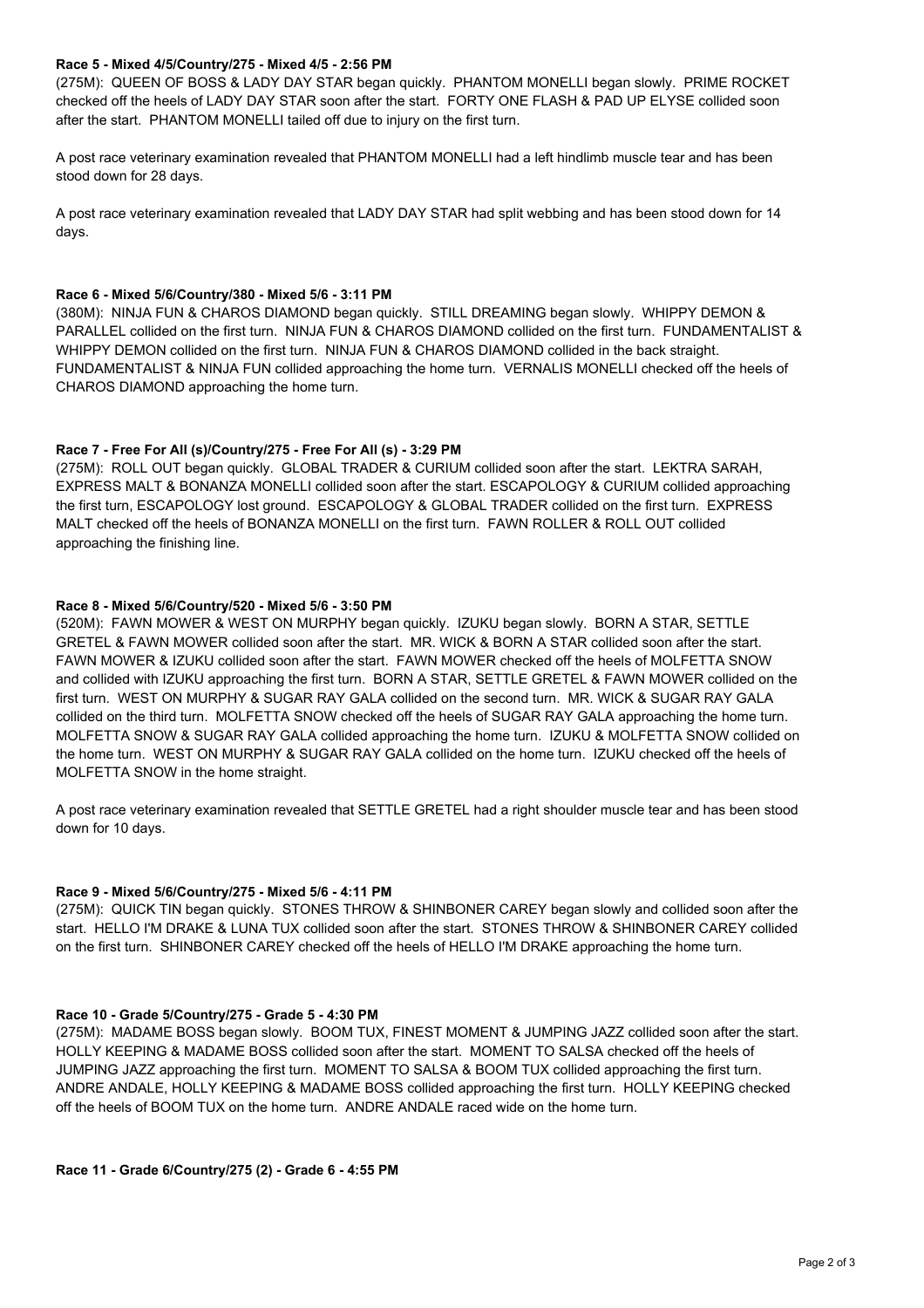**Race 5 - Mixed 4/5/Country/275 - Mixed 4/5 - 2:56 PM**

(275M): QUEEN OF BOSS & LADY DAY STAR began quickly. PHANTOM MONELLI began slowly. PRIME ROCKET checked off the heels of LADY DAY STAR soon after the start. FORTY ONE FLASH & PAD UP ELYSE collided soon after the start. PHANTOM MONELLI tailed off due to injury on the first turn.

A post race veterinary examination revealed that PHANTOM MONELLI had a left hindlimb muscle tear and has been stood down for 28 days.

A post race veterinary examination revealed that LADY DAY STAR had split webbing and has been stood down for 14 days.

**Race 6 - Mixed 5/6/Country/380 - Mixed 5/6 - 3:11 PM**

(380M): NINJA FUN & CHAROS DIAMOND began quickly. STILL DREAMING began slowly. WHIPPY DEMON & PARALLEL collided on the first turn. NINJA FUN & CHAROS DIAMOND collided on the first turn. FUNDAMENTALIST & WHIPPY DEMON collided on the first turn. NINJA FUN & CHAROS DIAMOND collided in the back straight. FUNDAMENTALIST & NINJA FUN collided approaching the home turn. VERNALIS MONELLI checked off the heels of CHAROS DIAMOND approaching the home turn.

**Race 7 - Free For All (s)/Country/275 - Free For All (s) - 3:29 PM**

(275M): ROLL OUT began quickly. GLOBAL TRADER & CURIUM collided soon after the start. LEKTRA SARAH, EXPRESS MALT & BONANZA MONELLI collided soon after the start. ESCAPOLOGY & CURIUM collided approaching the first turn, ESCAPOLOGY lost ground. ESCAPOLOGY & GLOBAL TRADER collided on the first turn. EXPRESS MALT checked off the heels of BONANZA MONELLI on the first turn. FAWN ROLLER & ROLL OUT collided approaching the finishing line.

**Race 8 - Mixed 5/6/Country/520 - Mixed 5/6 - 3:50 PM**

(520M): FAWN MOWER & WEST ON MURPHY began quickly. IZUKU began slowly. BORN A STAR, SETTLE GRETEL & FAWN MOWER collided soon after the start. MR. WICK & BORN A STAR collided soon after the start. FAWN MOWER & IZUKU collided soon after the start. FAWN MOWER checked off the heels of MOLFETTA SNOW and collided with IZUKU approaching the first turn. BORN A STAR, SETTLE GRETEL & FAWN MOWER collided on the first turn. WEST ON MURPHY & SUGAR RAY GALA collided on the second turn. MR. WICK & SUGAR RAY GALA collided on the third turn. MOLFETTA SNOW checked off the heels of SUGAR RAY GALA approaching the home turn. MOLFETTA SNOW & SUGAR RAY GALA collided approaching the home turn. IZUKU & MOLFETTA SNOW collided on the home turn. WEST ON MURPHY & SUGAR RAY GALA collided on the home turn. IZUKU checked off the heels of MOLFETTA SNOW in the home straight.

A post race veterinary examination revealed that SETTLE GRETEL had a right shoulder muscle tear and has been stood down for 10 days.

**Race 9 - Mixed 5/6/Country/275 - Mixed 5/6 - 4:11 PM**

(275M): QUICK TIN began quickly. STONES THROW & SHINBONER CAREY began slowly and collided soon after the start. HELLO I'M DRAKE & LUNA TUX collided soon after the start. STONES THROW & SHINBONER CAREY collided on the first turn. SHINBONER CAREY checked off the heels of HELLO I'M DRAKE approaching the home turn.

**Race 10 - Grade 5/Country/275 - Grade 5 - 4:30 PM**

(275M): MADAME BOSS began slowly. BOOM TUX, FINEST MOMENT & JUMPING JAZZ collided soon after the start. HOLLY KEEPING & MADAME BOSS collided soon after the start. MOMENT TO SALSA checked off the heels of JUMPING JAZZ approaching the first turn. MOMENT TO SALSA & BOOM TUX collided approaching the first turn. ANDRE ANDALE, HOLLY KEEPING & MADAME BOSS collided approaching the first turn. HOLLY KEEPING checked off the heels of BOOM TUX on the home turn. ANDRE ANDALE raced wide on the home turn.

**Race 11 - Grade 6/Country/275 (2) - Grade 6 - 4:55 PM**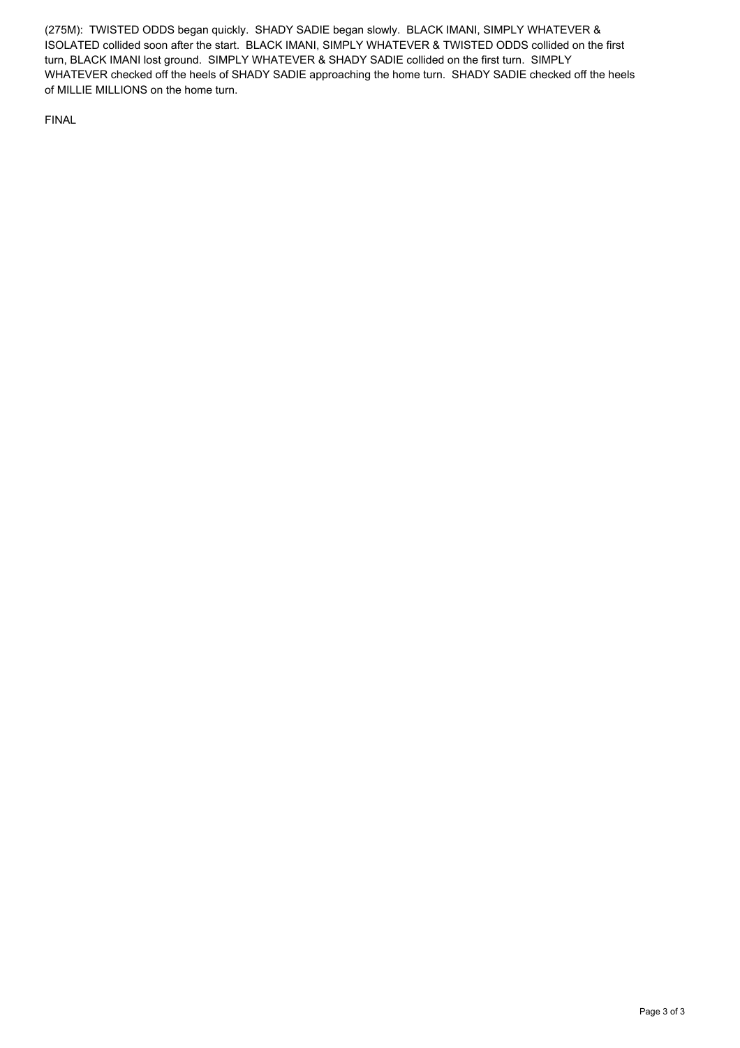(275M): TWISTED ODDS began quickly. SHADY SADIE began slowly. BLACK IMANI, SIMPLY WHATEVER & ISOLATED collided soon after the start. BLACK IMANI, SIMPLY WHATEVER & TWISTED ODDS collided on the first turn, BLACK IMANI lost ground. SIMPLY WHATEVER & SHADY SADIE collided on the first turn. SIMPLY WHATEVER checked off the heels of SHADY SADIE approaching the home turn. SHADY SADIE checked off the heels of MILLIE MILLIONS on the home turn.

FINAL